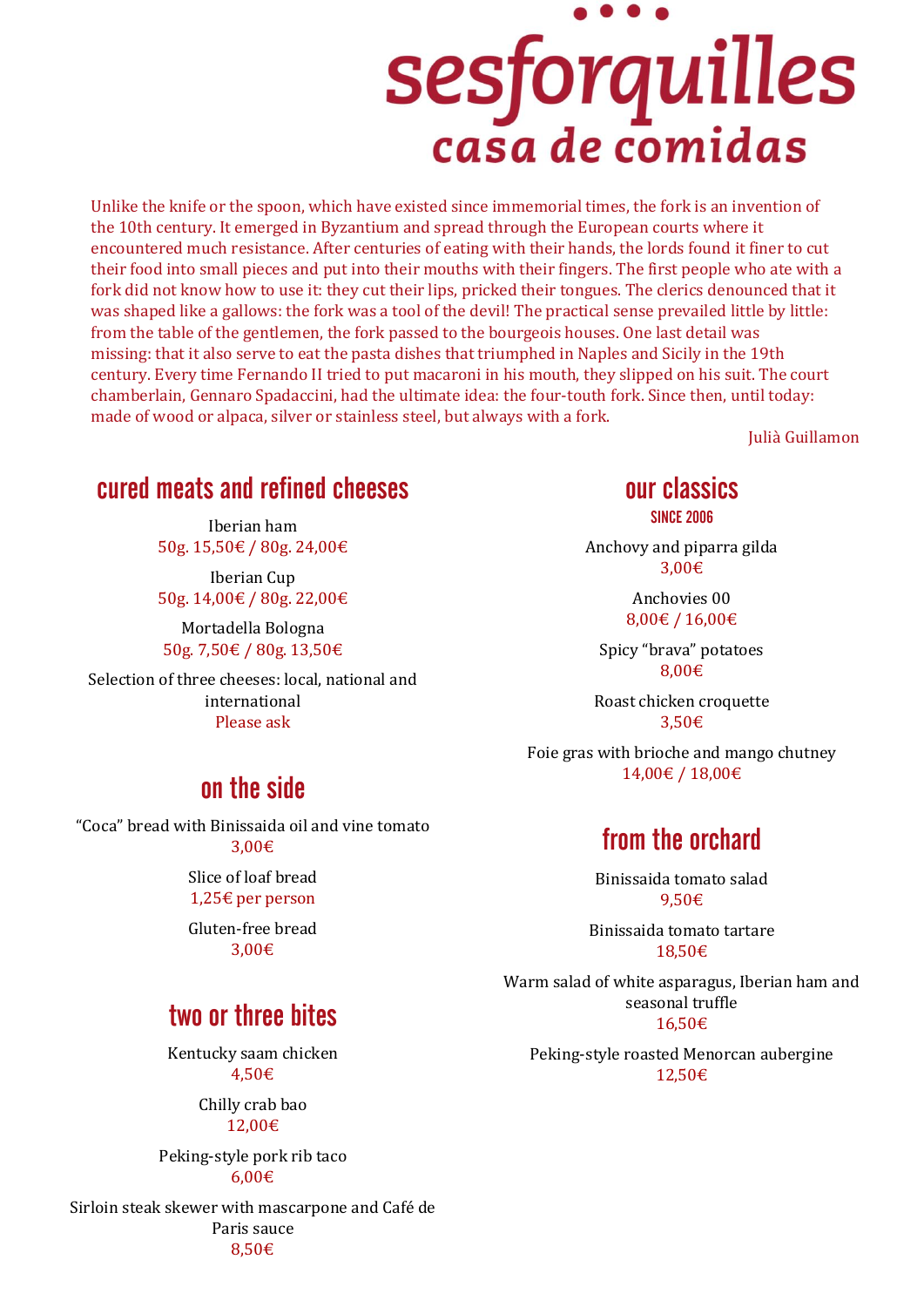# sesforquilles

## casa de comidas

Unlike the knife or the spoon, which have existed since immemorial times, the fork is an invention of the 10th century. It emerged in Byzantium and spread through the European courts where it encountered much resistance. After centuries of eating with their hands, the lords found it finer to cut their food into small pieces and put into their mouths with their fingers. The first people who ate with a fork did not know how to use it: they cut their lips, pricked their tongues. The clerics denounced that it was shaped like a gallows: the fork was a tool of the devil! The practical sense prevailed little by little: from the table of the gentlemen, the fork passed to the bourgeois houses. One last detail was missing: that it also serve to eat the pasta dishes that triumphed in Naples and Sicily in the 19th century. Every time Fernando II tried to put macaroni in his mouth, they slipped on his suit. The court chamberlain, Gennaro Spadaccini, had the ultimate idea: the four-touth fork. Since then, until today: made of wood or alpaca, silver or stainless steel, but always with a fork.

Julià Guillamon

## cured meats and refined cheeses

Iberian ham
50g. 15,50€ / 80g. 24,00€

Iberian Cup
50g. 14,00€ / 80g. 22,00€

Mortadella Bologna
50g. 7,50€ / 80g. 13,50€

Selection of three cheeses: local, national and international
Please ask

## on the side

"Coca" bread with Binissaida oil and vine tomato
3,00€

Slice of loaf bread
1,25€ per person

Gluten-free bread
3,00€

## two or three bites

Kentucky saam chicken
4,50€

Chilly crab bao
12,00€

Peking-style pork rib taco
6,00€

Sirloin steak skewer with mascarpone and Café de Paris sauce
8,50€

## our classics

### SINCE 2006

Anchovy and piparra gilda
3,00€

Anchovies 00
8,00€ / 16,00€

Spicy "brava" potatoes
8,00€

Roast chicken croquette
3,50€

Foie gras with brioche and mango chutney
14,00€ / 18,00€

## from the orchard

Binissaida tomato salad
9,50€

Binissaida tomato tartare
18,50€

Warm salad of white asparagus, Iberian ham and seasonal truffle
16,50€

Peking-style roasted Menorcan aubergine
12,50€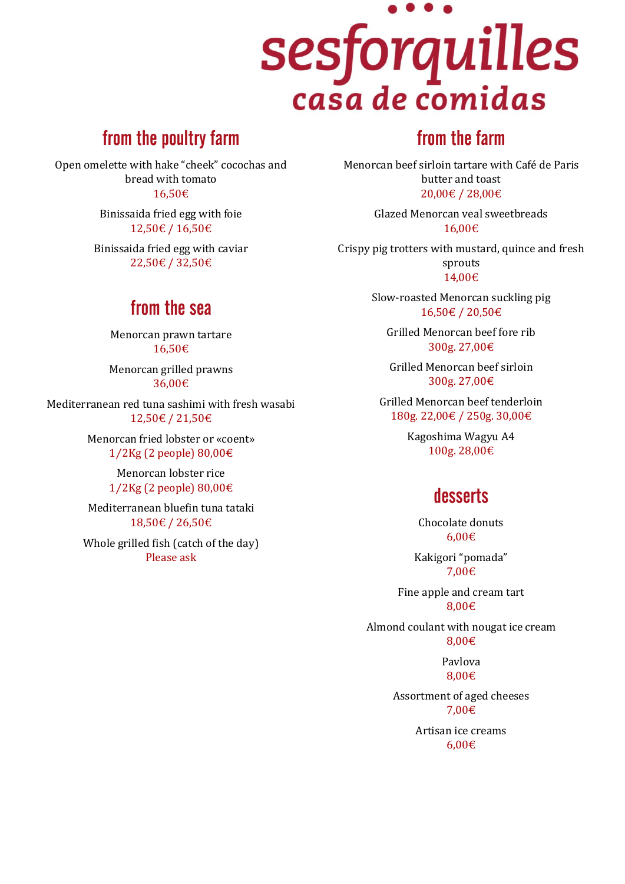# sesforquilles

## casa de comidas

## from the poultry farm

Open omelette with hake “cheek” cocochas and bread with tomato
16,50€

Binissaida fried egg with foie
12,50€ / 16,50€

Binissaida fried egg with caviar
22,50€ / 32,50€

## from the sea

Menorcan prawn tartare
16,50€

Menorcan grilled prawns
36,00€

Mediterranean red tuna sashimi with fresh wasabi
12,50€ / 21,50€

Menorcan fried lobster or «coent»
1/2Kg (2 people) 80,00€

Menorcan lobster rice
1/2Kg (2 people) 80,00€

Mediterranean bluefin tuna tataki
18,50€ / 26,50€

Whole grilled fish (catch of the day)
Please ask

## from the farm

Menorcan beef sirloin tartare with Café de Paris butter and toast
20,00€ / 28,00€

Glazed Menorcan veal sweetbreads
16,00€

Crispy pig trotters with mustard, quince and fresh sprouts
14,00€

Slow-roasted Menorcan suckling pig
16,50€ / 20,50€

Grilled Menorcan beef fore rib
300g. 27,00€

Grilled Menorcan beef sirloin
300g. 27,00€

Grilled Menorcan beef tenderloin
180g. 22,00€ / 250g. 30,00€

Kagoshima Wagyu A4
100g. 28,00€

## desserts

Chocolate donuts
6,00€

Kakigori “pomada”
7,00€

Fine apple and cream tart
8,00€

Almond coulant with nougat ice cream
8,00€

Pavlova
8,00€

Assortment of aged cheeses
7,00€

Artisan ice creams
6,00€